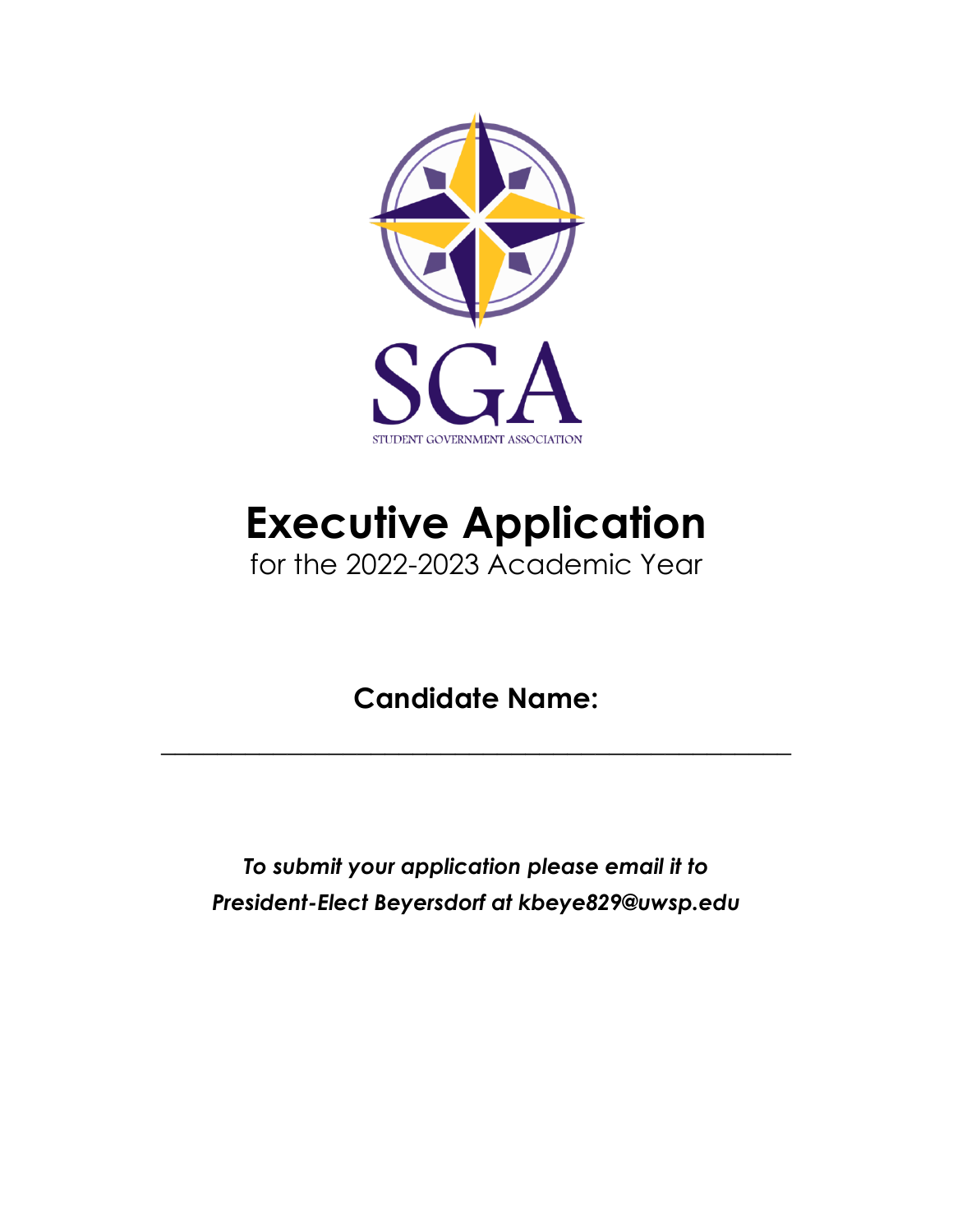SGA

STUDENT GOVERNMENT ASSOCIATION

# Executive Application

for the 2022-2023 Academic Year

**Candidate Name:**

\_\_\_\_\_\_\_\_\_\_\_\_\_\_\_\_\_\_\_\_\_\_\_\_\_\_\_\_\_\_\_\_\_\_\_\_\_\_\_\_\_\_\_\_

***To submit your application please email it to President-Elect Beyersdorf at kbeye829@uwsp.edu***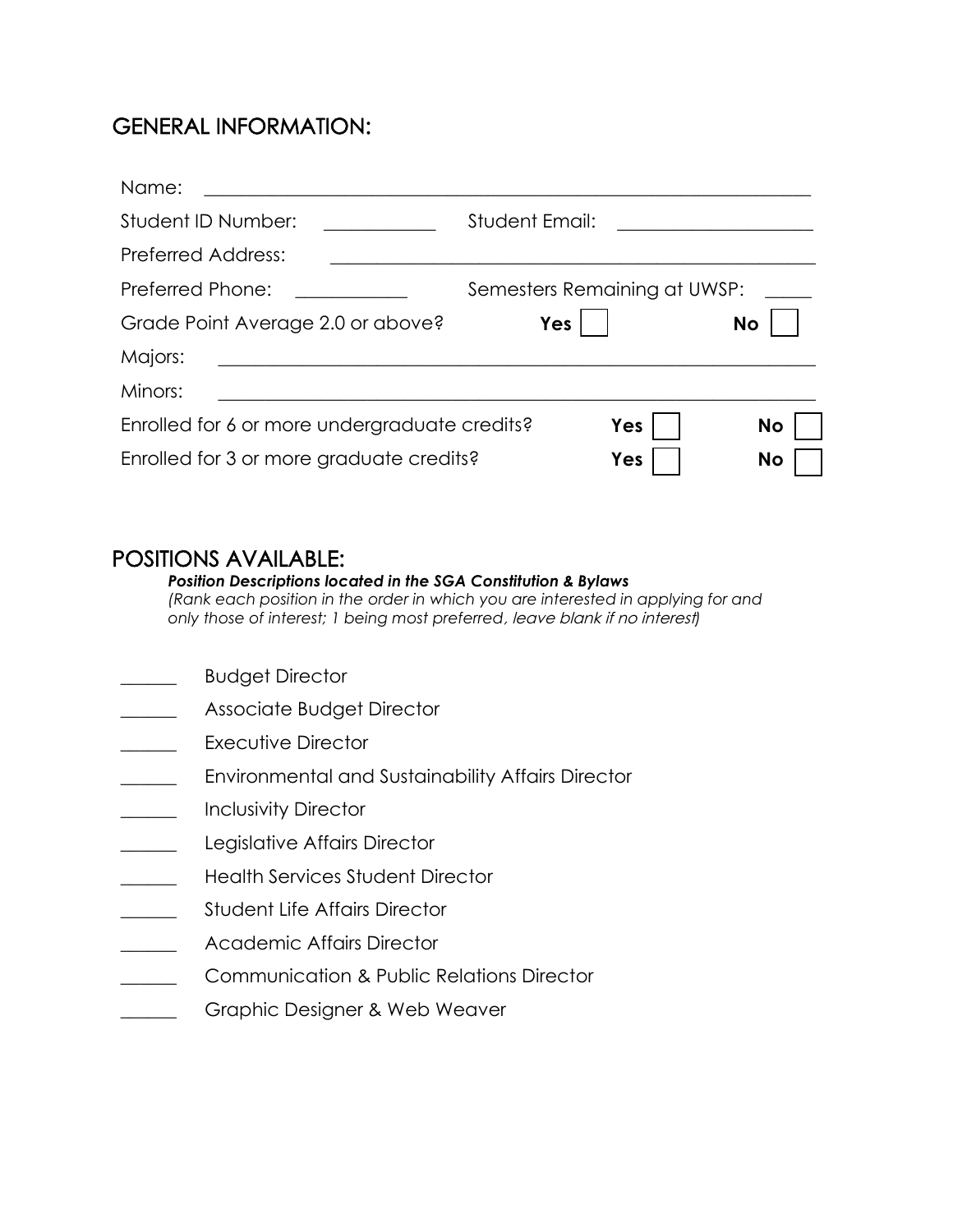## GENERAL INFORMATION:

Name: ____________________________________________________________

Student ID Number: ___________ Student Email: ___________________

Preferred Address: ____________________________________________

Preferred Phone: ___________ Semesters Remaining at UWSP: _____

Grade Point Average 2.0 or above? **Yes** ☐ **No** ☐

Majors: ______________________________________________________

Minors: ______________________________________________________

Enrolled for 6 or more undergraduate credits? **Yes** ☐ **No** ☐

Enrolled for 3 or more graduate credits? **Yes** ☐ **No** ☐

## POSITIONS AVAILABLE:

***Position Descriptions located in the SGA Constitution & Bylaws***

*(Rank each position in the order in which you are interested in applying for and only those of interest; 1 being most preferred, leave blank if no interest)*

______ Budget Director

______ Associate Budget Director

______ Executive Director

______ Environmental and Sustainability Affairs Director

______ Inclusivity Director

______ Legislative Affairs Director

______ Health Services Student Director

______ Student Life Affairs Director

______ Academic Affairs Director

______ Communication & Public Relations Director

______ Graphic Designer & Web Weaver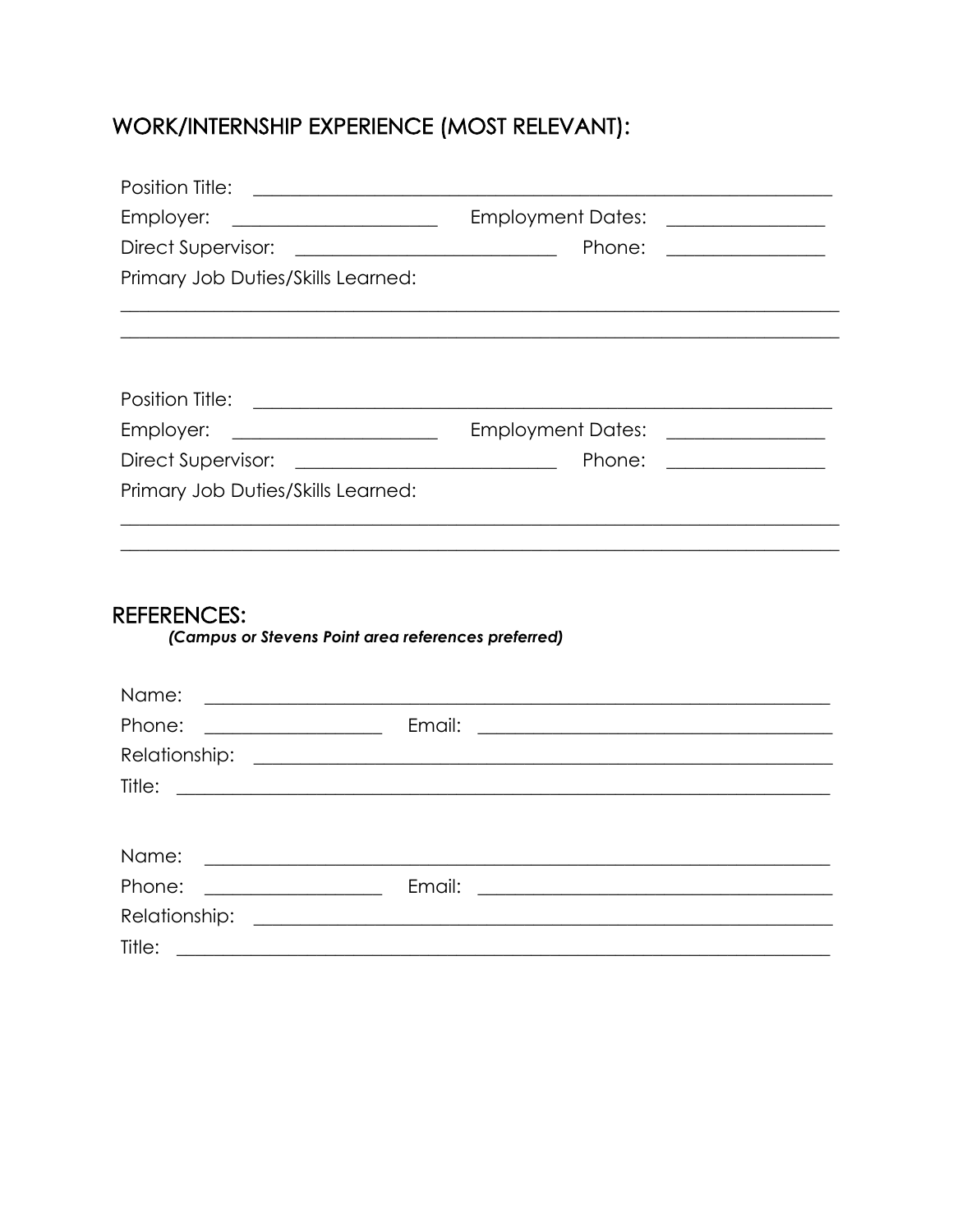## WORK/INTERNSHIP EXPERIENCE (MOST RELEVANT):

Position Title: ______________________________________________________________

Employer: ______________________ Employment Dates: ________________

Direct Supervisor: ___________________________ Phone: ________________

Primary Job Duties/Skills Learned:

_____________________________________________________________________________

_____________________________________________________________________________

Position Title: ______________________________________________________________

Employer: ______________________ Employment Dates: ________________

Direct Supervisor: ___________________________ Phone: ________________

Primary Job Duties/Skills Learned:

_____________________________________________________________________________

_____________________________________________________________________________

## REFERENCES:

***(Campus or Stevens Point area references preferred)***

Name: ___________________________________________________________________

Phone: ___________________ Email: ______________________________________

Relationship: ______________________________________________________________

Title: ____________________________________________________________________

Name: ___________________________________________________________________

Phone: ___________________ Email: ______________________________________

Relationship: ______________________________________________________________

Title: ____________________________________________________________________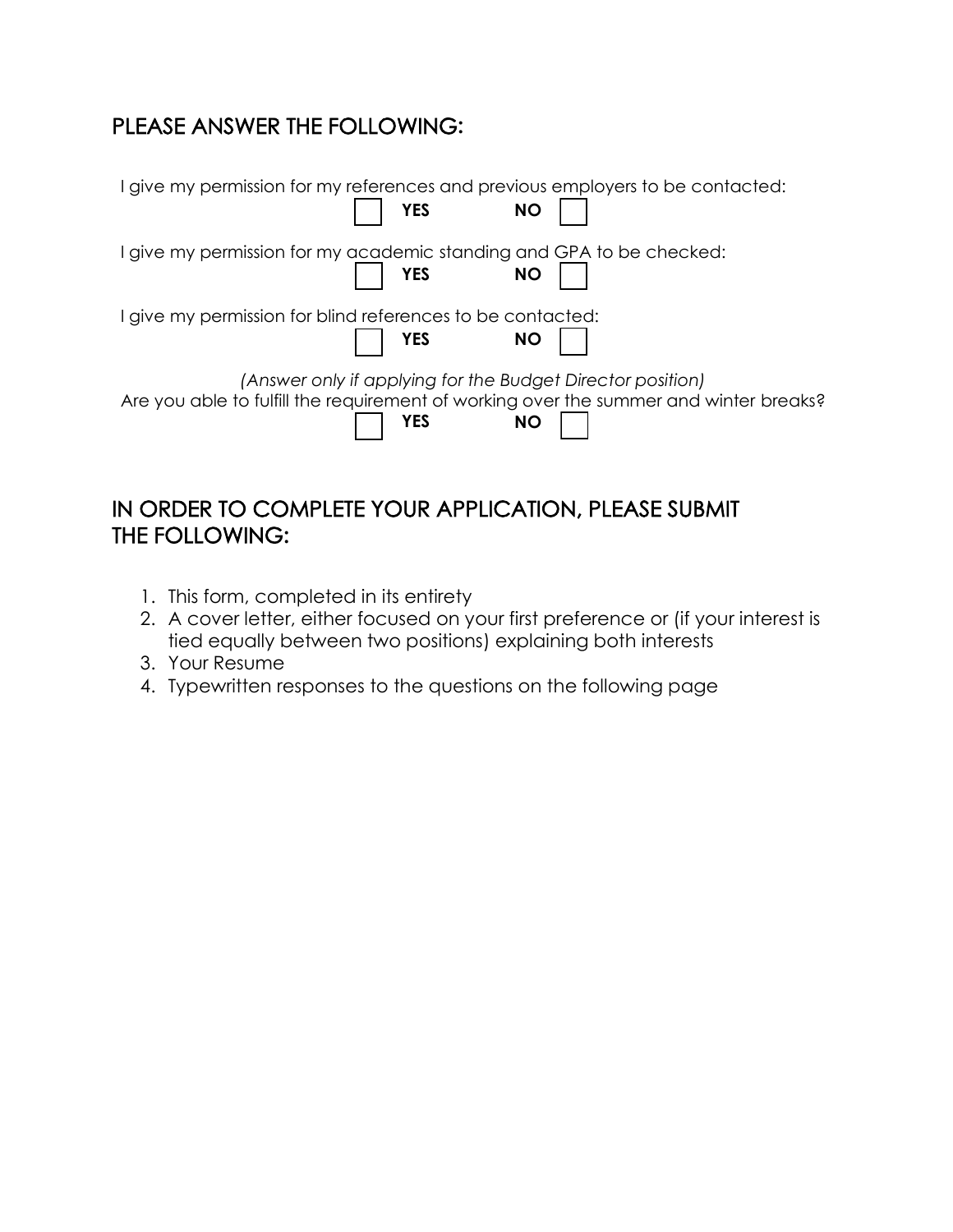## PLEASE ANSWER THE FOLLOWING:

I give my permission for my references and previous employers to be contacted:

☐ **YES** **NO** ☐

I give my permission for my academic standing and GPA to be checked:

☐ **YES** **NO** ☐

I give my permission for blind references to be contacted:

☐ **YES** **NO** ☐

*(Answer only if applying for the Budget Director position)*

Are you able to fulfill the requirement of working over the summer and winter breaks?

☐ **YES** **NO** ☐

## IN ORDER TO COMPLETE YOUR APPLICATION, PLEASE SUBMIT THE FOLLOWING:

1. This form, completed in its entirety
2. A cover letter, either focused on your first preference or (if your interest is tied equally between two positions) explaining both interests
3. Your Resume
4. Typewritten responses to the questions on the following page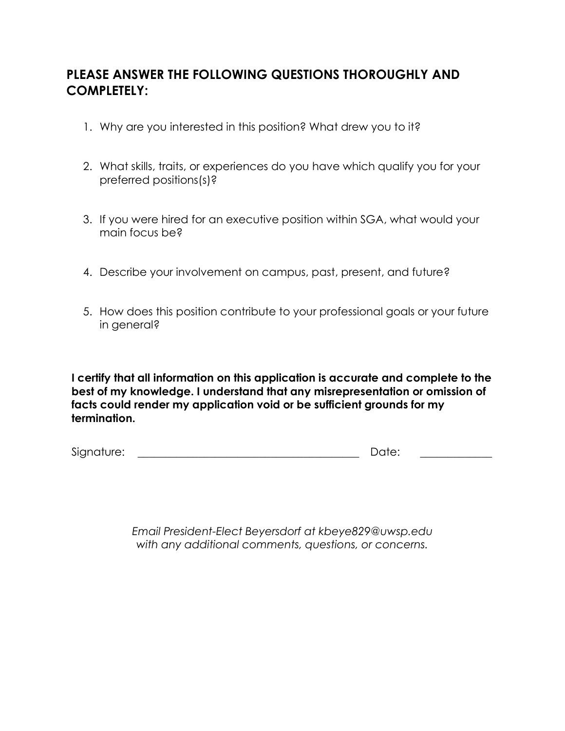## PLEASE ANSWER THE FOLLOWING QUESTIONS THOROUGHLY AND COMPLETELY:

1. Why are you interested in this position? What drew you to it?
2. What skills, traits, or experiences do you have which qualify you for your preferred positions(s)?
3. If you were hired for an executive position within SGA, what would your main focus be?
4. Describe your involvement on campus, past, present, and future?
5. How does this position contribute to your professional goals or your future in general?

**I certify that all information on this application is accurate and complete to the best of my knowledge. I understand that any misrepresentation or omission of facts could render my application void or be sufficient grounds for my termination.**

Signature: ________________________________________ Date: ____________

*Email President-Elect Beyersdorf at kbeye829@uwsp.edu with any additional comments, questions, or concerns.*